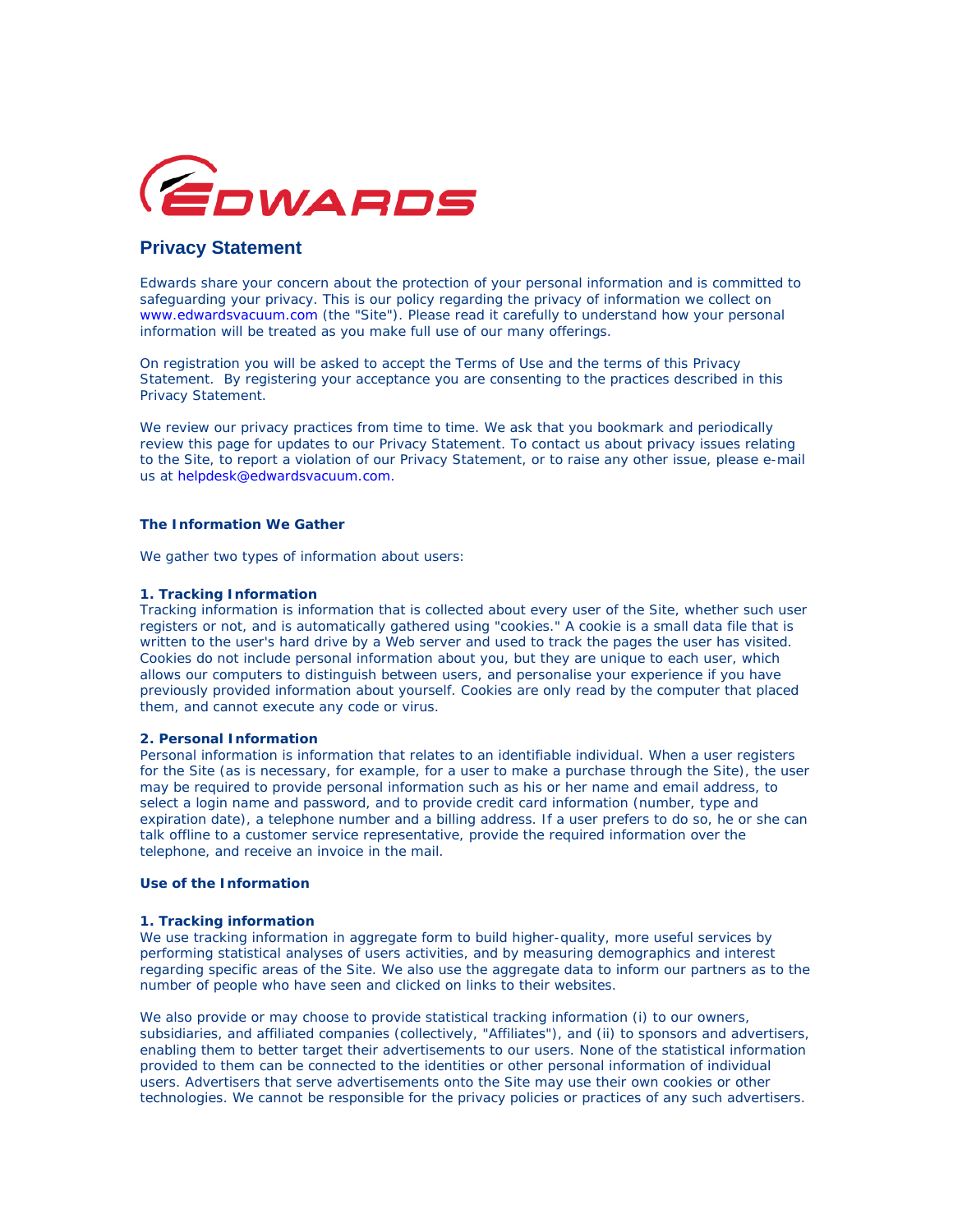EDWARDS

# Privacy Statement

Edwards share your concern about the protection of your personal information and is committed to safeguarding your privacy. This is our policy regarding the privacy of information we collect on www.edwardsvacuum.com (the "Site"). Please read it carefully to understand how your personal information will be treated as you make full use of our many offerings.

On registration you will be asked to accept the Terms of Use and the terms of this Privacy Statement. By registering your acceptance you are consenting to the practices described in this Privacy Statement.

We review our privacy practices from time to time. We ask that you bookmark and periodically review this page for updates to our Privacy Statement. To contact us about privacy issues relating to the Site, to report a violation of our Privacy Statement, or to raise any other issue, please e-mail us at helpdesk@edwardsvacuum.com.

## The Information We Gather

We gather two types of information about users:

### 1. Tracking Information

Tracking information is information that is collected about every user of the Site, whether such user registers or not, and is automatically gathered using "cookies." A cookie is a small data file that is written to the user's hard drive by a Web server and used to track the pages the user has visited. Cookies do not include personal information about you, but they are unique to each user, which allows our computers to distinguish between users, and personalise your experience if you have previously provided information about yourself. Cookies are only read by the computer that placed them, and cannot execute any code or virus.

### 2. Personal Information

Personal information is information that relates to an identifiable individual. When a user registers for the Site (as is necessary, for example, for a user to make a purchase through the Site), the user may be required to provide personal information such as his or her name and email address, to select a login name and password, and to provide credit card information (number, type and expiration date), a telephone number and a billing address. If a user prefers to do so, he or she can talk offline to a customer service representative, provide the required information over the telephone, and receive an invoice in the mail.

## Use of the Information

### 1. Tracking information

We use tracking information in aggregate form to build higher-quality, more useful services by performing statistical analyses of users activities, and by measuring demographics and interest regarding specific areas of the Site. We also use the aggregate data to inform our partners as to the number of people who have seen and clicked on links to their websites.

We also provide or may choose to provide statistical tracking information (i) to our owners, subsidiaries, and affiliated companies (collectively, "Affiliates"), and (ii) to sponsors and advertisers, enabling them to better target their advertisements to our users. None of the statistical information provided to them can be connected to the identities or other personal information of individual users. Advertisers that serve advertisements onto the Site may use their own cookies or other technologies. We cannot be responsible for the privacy policies or practices of any such advertisers.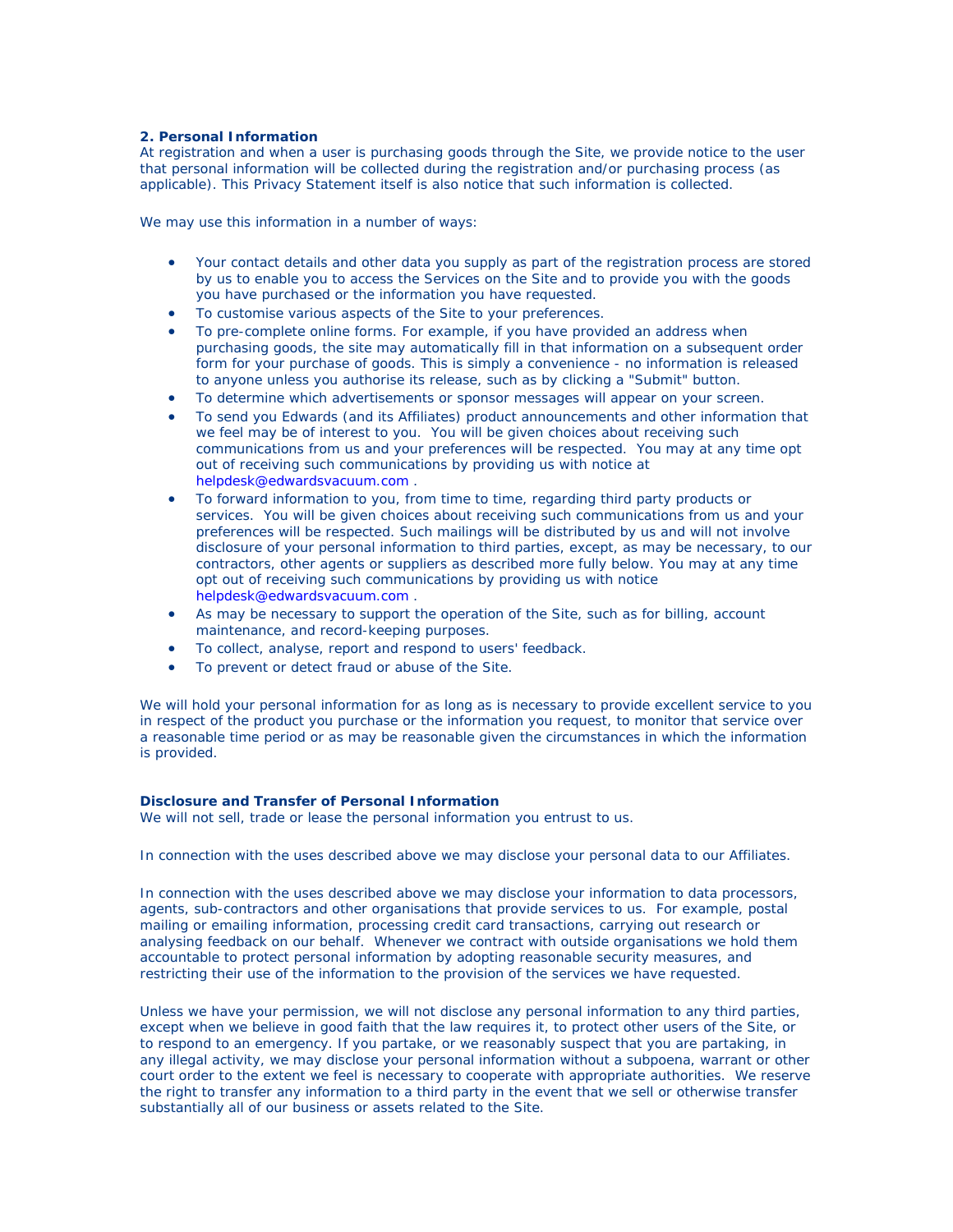## 2. Personal Information

At registration and when a user is purchasing goods through the Site, we provide notice to the user that personal information will be collected during the registration and/or purchasing process (as applicable). This Privacy Statement itself is also notice that such information is collected.

We may use this information in a number of ways:

- Your contact details and other data you supply as part of the registration process are stored by us to enable you to access the Services on the Site and to provide you with the goods you have purchased or the information you have requested.
- To customise various aspects of the Site to your preferences.
- To pre-complete online forms. For example, if you have provided an address when purchasing goods, the site may automatically fill in that information on a subsequent order form for your purchase of goods. This is simply a convenience - no information is released to anyone unless you authorise its release, such as by clicking a "Submit" button.
- To determine which advertisements or sponsor messages will appear on your screen.
- To send you Edwards (and its Affiliates) product announcements and other information that we feel may be of interest to you. You will be given choices about receiving such communications from us and your preferences will be respected. You may at any time opt out of receiving such communications by providing us with notice at helpdesk@edwardsvacuum.com .
- To forward information to you, from time to time, regarding third party products or services. You will be given choices about receiving such communications from us and your preferences will be respected. Such mailings will be distributed by us and will not involve disclosure of your personal information to third parties, except, as may be necessary, to our contractors, other agents or suppliers as described more fully below. You may at any time opt out of receiving such communications by providing us with notice helpdesk@edwardsvacuum.com .
- As may be necessary to support the operation of the Site, such as for billing, account maintenance, and record-keeping purposes.
- To collect, analyse, report and respond to users' feedback.
- To prevent or detect fraud or abuse of the Site.

We will hold your personal information for as long as is necessary to provide excellent service to you in respect of the product you purchase or the information you request, to monitor that service over a reasonable time period or as may be reasonable given the circumstances in which the information is provided.

### Disclosure and Transfer of Personal Information

We will not sell, trade or lease the personal information you entrust to us.

In connection with the uses described above we may disclose your personal data to our Affiliates.

In connection with the uses described above we may disclose your information to data processors, agents, sub-contractors and other organisations that provide services to us. For example, postal mailing or emailing information, processing credit card transactions, carrying out research or analysing feedback on our behalf. Whenever we contract with outside organisations we hold them accountable to protect personal information by adopting reasonable security measures, and restricting their use of the information to the provision of the services we have requested.

Unless we have your permission, we will not disclose any personal information to any third parties, except when we believe in good faith that the law requires it, to protect other users of the Site, or to respond to an emergency. If you partake, or we reasonably suspect that you are partaking, in any illegal activity, we may disclose your personal information without a subpoena, warrant or other court order to the extent we feel is necessary to cooperate with appropriate authorities. We reserve the right to transfer any information to a third party in the event that we sell or otherwise transfer substantially all of our business or assets related to the Site.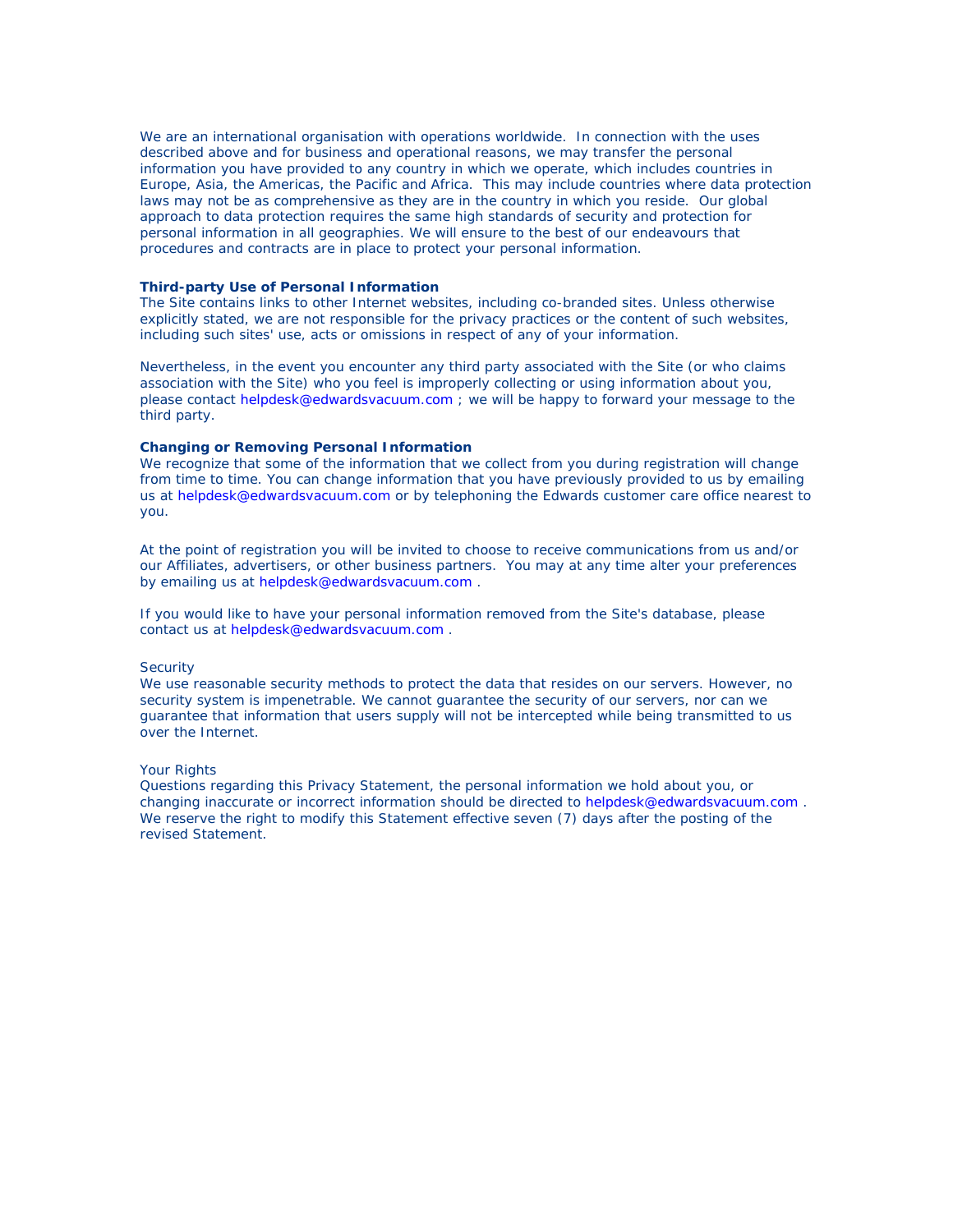We are an international organisation with operations worldwide.  In connection with the uses described above and for business and operational reasons, we may transfer the personal information you have provided to any country in which we operate, which includes countries in Europe, Asia, the Americas, the Pacific and Africa.  This may include countries where data protection laws may not be as comprehensive as they are in the country in which you reside.  Our global approach to data protection requires the same high standards of security and protection for personal information in all geographies. We will ensure to the best of our endeavours that procedures and contracts are in place to protect your personal information.

**Third-party Use of Personal Information**

The Site contains links to other Internet websites, including co-branded sites. Unless otherwise explicitly stated, we are not responsible for the privacy practices or the content of such websites, including such sites' use, acts or omissions in respect of any of your information.

Nevertheless, in the event you encounter any third party associated with the Site (or who claims association with the Site) who you feel is improperly collecting or using information about you, please contact helpdesk@edwardsvacuum.com ; we will be happy to forward your message to the third party.

**Changing or Removing Personal Information**

We recognize that some of the information that we collect from you during registration will change from time to time. You can change information that you have previously provided to us by emailing us at helpdesk@edwardsvacuum.com or by telephoning the Edwards customer care office nearest to you.

At the point of registration you will be invited to choose to receive communications from us and/or our Affiliates, advertisers, or other business partners.  You may at any time alter your preferences by emailing us at helpdesk@edwardsvacuum.com .

If you would like to have your personal information removed from the Site's database, please contact us at helpdesk@edwardsvacuum.com .

Security

We use reasonable security methods to protect the data that resides on our servers. However, no security system is impenetrable. We cannot guarantee the security of our servers, nor can we guarantee that information that users supply will not be intercepted while being transmitted to us over the Internet.

Your Rights

Questions regarding this Privacy Statement, the personal information we hold about you, or changing inaccurate or incorrect information should be directed to helpdesk@edwardsvacuum.com . We reserve the right to modify this Statement effective seven (7) days after the posting of the revised Statement.